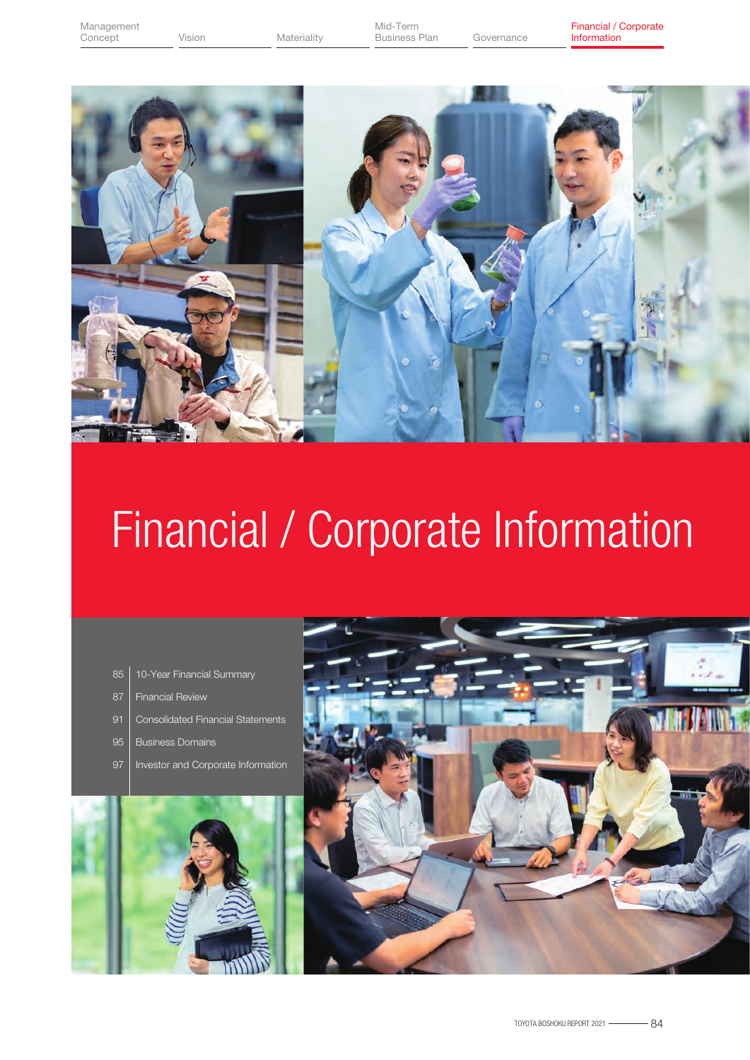# Financial / Corporate Information

- 85 10-Year Financial Summary
- 87 Financial Review
- 91 Consolidated Financial Statements
- 95 Business Domains
- 97 Investor and Corporate Information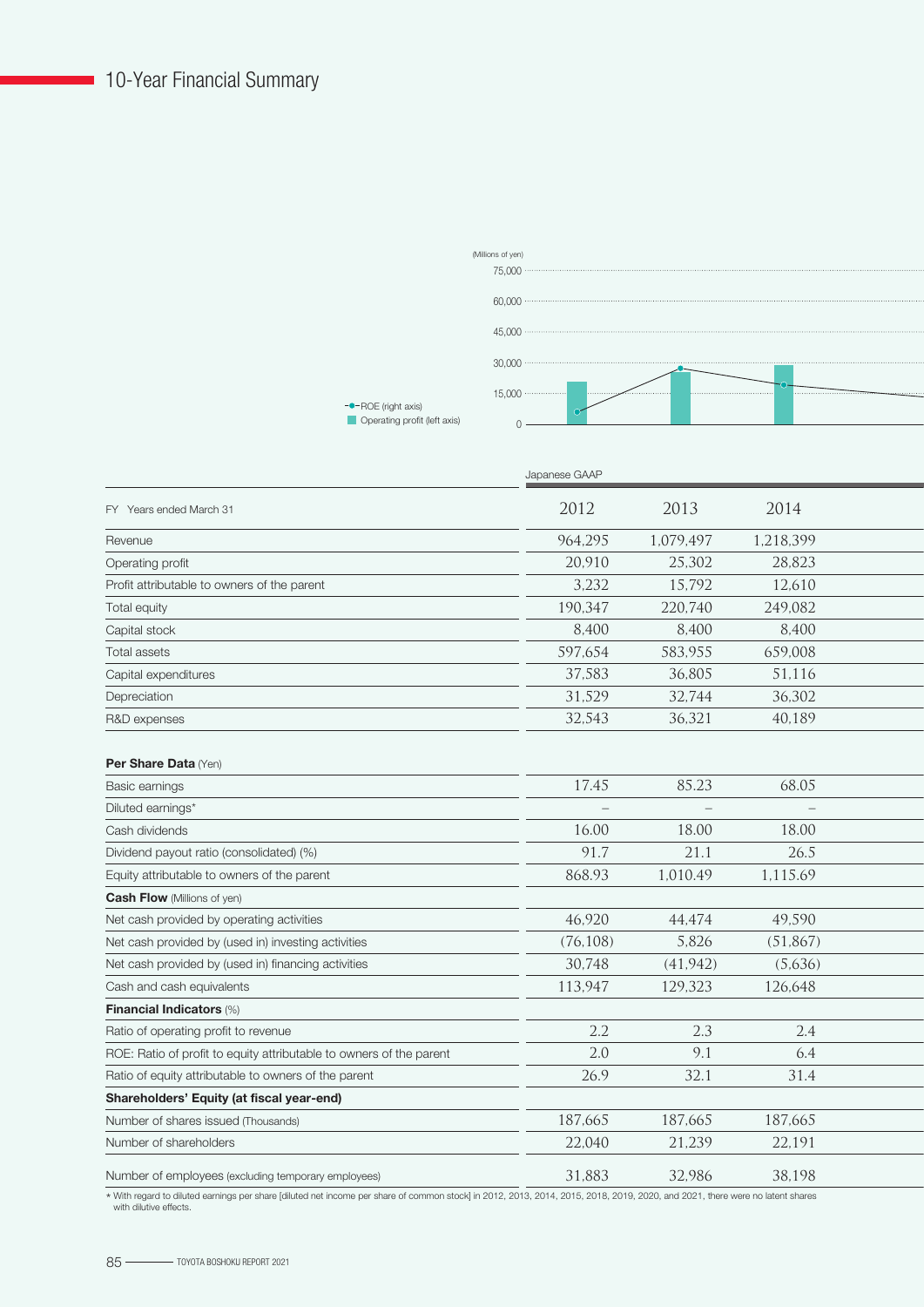# 10-Year Financial Summary

(Millions of yen)

- ROE (right axis)
- Operating profit (left axis)

| | Japanese GAAP | | |
|---|---|---|---|
| FY Years ended March 31 | 2012 | 2013 | 2014 |
| Revenue | 964,295 | 1,079,497 | 1,218,399 |
| Operating profit | 20,910 | 25,302 | 28,823 |
| Profit attributable to owners of the parent | 3,232 | 15,792 | 12,610 |
| Total equity | 190,347 | 220,740 | 249,082 |
| Capital stock | 8,400 | 8,400 | 8,400 |
| Total assets | 597,654 | 583,955 | 659,008 |
| Capital expenditures | 37,583 | 36,805 | 51,116 |
| Depreciation | 31,529 | 32,744 | 36,302 |
| R&D expenses | 32,543 | 36,321 | 40,189 |
| **Per Share Data** (Yen) | | | |
| Basic earnings | 17.45 | 85.23 | 68.05 |
| Diluted earnings* | – | – | – |
| Cash dividends | 16.00 | 18.00 | 18.00 |
| Dividend payout ratio (consolidated) (%) | 91.7 | 21.1 | 26.5 |
| Equity attributable to owners of the parent | 868.93 | 1,010.49 | 1,115.69 |
| **Cash Flow** (Millions of yen) | | | |
| Net cash provided by operating activities | 46,920 | 44,474 | 49,590 |
| Net cash provided by (used in) investing activities | (76,108) | 5,826 | (51,867) |
| Net cash provided by (used in) financing activities | 30,748 | (41,942) | (5,636) |
| Cash and cash equivalents | 113,947 | 129,323 | 126,648 |
| **Financial Indicators** (%) | | | |
| Ratio of operating profit to revenue | 2.2 | 2.3 | 2.4 |
| ROE: Ratio of profit to equity attributable to owners of the parent | 2.0 | 9.1 | 6.4 |
| Ratio of equity attributable to owners of the parent | 26.9 | 32.1 | 31.4 |
| **Shareholders' Equity (at fiscal year-end)** | | | |
| Number of shares issued (Thousands) | 187,665 | 187,665 | 187,665 |
| Number of shareholders | 22,040 | 21,239 | 22,191 |
| Number of employees (excluding temporary employees) | 31,883 | 32,986 | 38,198 |

* With regard to diluted earnings per share [diluted net income per share of common stock] in 2012, 2013, 2014, 2015, 2018, 2019, 2020, and 2021, there were no latent shares with dilutive effects.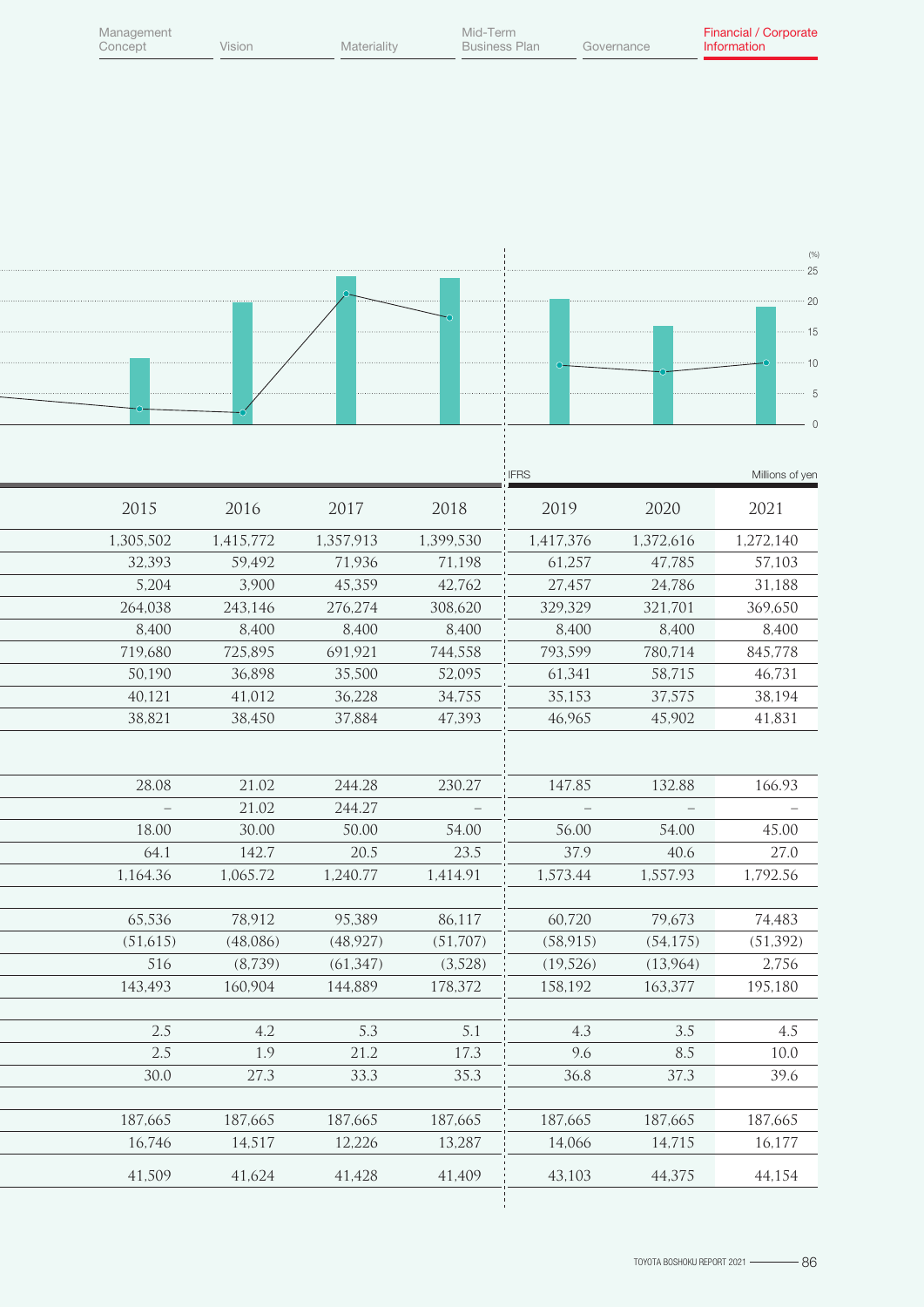(%)

| | 2015 | 2016 | 2017 | 2018 | 2019 | 2020 | 2021 |
|---|---|---|---|---|---|---|---|
| | | | | | IFRS | | Millions of yen |
| | 1,305,502 | 1,415,772 | 1,357,913 | 1,399,530 | 1,417,376 | 1,372,616 | 1,272,140 |
| | 32,393 | 59,492 | 71,936 | 71,198 | 61,257 | 47,785 | 57,103 |
| | 5,204 | 3,900 | 45,359 | 42,762 | 27,457 | 24,786 | 31,188 |
| | 264,038 | 243,146 | 276,274 | 308,620 | 329,329 | 321,701 | 369,650 |
| | 8,400 | 8,400 | 8,400 | 8,400 | 8,400 | 8,400 | 8,400 |
| | 719,680 | 725,895 | 691,921 | 744,558 | 793,599 | 780,714 | 845,778 |
| | 50,190 | 36,898 | 35,500 | 52,095 | 61,341 | 58,715 | 46,731 |
| | 40,121 | 41,012 | 36,228 | 34,755 | 35,153 | 37,575 | 38,194 |
| | 38,821 | 38,450 | 37,884 | 47,393 | 46,965 | 45,902 | 41,831 |
| | | | | | | | |
| | 28.08 | 21.02 | 244.28 | 230.27 | 147.85 | 132.88 | 166.93 |
| | – | 21.02 | 244.27 | – | – | – | – |
| | 18.00 | 30.00 | 50.00 | 54.00 | 56.00 | 54.00 | 45.00 |
| | 64.1 | 142.7 | 20.5 | 23.5 | 37.9 | 40.6 | 27.0 |
| | 1,164.36 | 1,065.72 | 1,240.77 | 1,414.91 | 1,573.44 | 1,557.93 | 1,792.56 |
| | | | | | | | |
| | 65,536 | 78,912 | 95,389 | 86,117 | 60,720 | 79,673 | 74,483 |
| | (51,615) | (48,086) | (48,927) | (51,707) | (58,915) | (54,175) | (51,392) |
| | 516 | (8,739) | (61,347) | (3,528) | (19,526) | (13,964) | 2,756 |
| | 143,493 | 160,904 | 144,889 | 178,372 | 158,192 | 163,377 | 195,180 |
| | | | | | | | |
| | 2.5 | 4.2 | 5.3 | 5.1 | 4.3 | 3.5 | 4.5 |
| | 2.5 | 1.9 | 21.2 | 17.3 | 9.6 | 8.5 | 10.0 |
| | 30.0 | 27.3 | 33.3 | 35.3 | 36.8 | 37.3 | 39.6 |
| | | | | | | | |
| | 187,665 | 187,665 | 187,665 | 187,665 | 187,665 | 187,665 | 187,665 |
| | 16,746 | 14,517 | 12,226 | 13,287 | 14,066 | 14,715 | 16,177 |
| | 41,509 | 41,624 | 41,428 | 41,409 | 43,103 | 44,375 | 44,154 |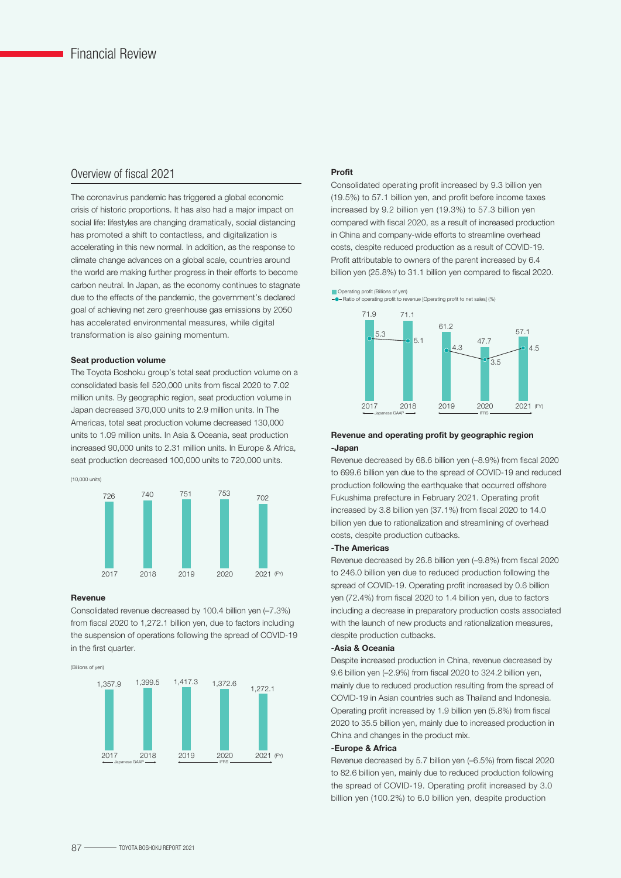# Financial Review

## Overview of fiscal 2021

The coronavirus pandemic has triggered a global economic crisis of historic proportions. It has also had a major impact on social life: lifestyles are changing dramatically, social distancing has promoted a shift to contactless, and digitalization is accelerating in this new normal. In addition, as the response to climate change advances on a global scale, countries around the world are making further progress in their efforts to become carbon neutral. In Japan, as the economy continues to stagnate due to the effects of the pandemic, the government's declared goal of achieving net zero greenhouse gas emissions by 2050 has accelerated environmental measures, while digital transformation is also gaining momentum.

### Seat production volume

The Toyota Boshoku group's total seat production volume on a consolidated basis fell 520,000 units from fiscal 2020 to 7.02 million units. By geographic region, seat production volume in Japan decreased 370,000 units to 2.9 million units. In The Americas, total seat production volume decreased 130,000 units to 1.09 million units. In Asia & Oceania, seat production increased 90,000 units to 2.31 million units. In Europe & Africa, seat production decreased 100,000 units to 720,000 units.

(10,000 units)

| FY | 2017 | 2018 | 2019 | 2020 | 2021 |
|---|---|---|---|---|---|
| Seat production volume | 726 | 740 | 751 | 753 | 702 |

### Revenue

Consolidated revenue decreased by 100.4 billion yen (–7.3%) from fiscal 2020 to 1,272.1 billion yen, due to factors including the suspension of operations following the spread of COVID-19 in the first quarter.

(Billions of yen)

| FY | 2017 | 2018 | 2019 | 2020 | 2021 |
|---|---|---|---|---|---|
| Revenue | 1,357.9 | 1,399.5 | 1,417.3 | 1,372.6 | 1,272.1 |

2017–2018: Japanese GAAP; 2019–2021: IFRS

### Profit

Consolidated operating profit increased by 9.3 billion yen (19.5%) to 57.1 billion yen, and profit before income taxes increased by 9.2 billion yen (19.3%) to 57.3 billion yen compared with fiscal 2020, as a result of increased production in China and company-wide efforts to streamline overhead costs, despite reduced production as a result of COVID-19. Profit attributable to owners of the parent increased by 6.4 billion yen (25.8%) to 31.1 billion yen compared to fiscal 2020.

| FY | 2017 | 2018 | 2019 | 2020 | 2021 |
|---|---|---|---|---|---|
| Operating profit (Billions of yen) | 71.9 | 71.1 | 61.2 | 47.7 | 57.1 |
| Ratio of operating profit to revenue [Operating profit to net sales] (%) | 5.3 | 5.1 | 4.3 | 3.5 | 4.5 |

2017–2018: Japanese GAAP; 2019–2021: IFRS

### Revenue and operating profit by geographic region

**-Japan**

Revenue decreased by 68.6 billion yen (–8.9%) from fiscal 2020 to 699.6 billion yen due to the spread of COVID-19 and reduced production following the earthquake that occurred offshore Fukushima prefecture in February 2021. Operating profit increased by 3.8 billion yen (37.1%) from fiscal 2020 to 14.0 billion yen due to rationalization and streamlining of overhead costs, despite production cutbacks.

**-The Americas**

Revenue decreased by 26.8 billion yen (–9.8%) from fiscal 2020 to 246.0 billion yen due to reduced production following the spread of COVID-19. Operating profit increased by 0.6 billion yen (72.4%) from fiscal 2020 to 1.4 billion yen, due to factors including a decrease in preparatory production costs associated with the launch of new products and rationalization measures, despite production cutbacks.

**-Asia & Oceania**

Despite increased production in China, revenue decreased by 9.6 billion yen (–2.9%) from fiscal 2020 to 324.2 billion yen, mainly due to reduced production resulting from the spread of COVID-19 in Asian countries such as Thailand and Indonesia. Operating profit increased by 1.9 billion yen (5.8%) from fiscal 2020 to 35.5 billion yen, mainly due to increased production in China and changes in the product mix.

**-Europe & Africa**

Revenue decreased by 5.7 billion yen (–6.5%) from fiscal 2020 to 82.6 billion yen, mainly due to reduced production following the spread of COVID-19. Operating profit increased by 3.0 billion yen (100.2%) to 6.0 billion yen, despite production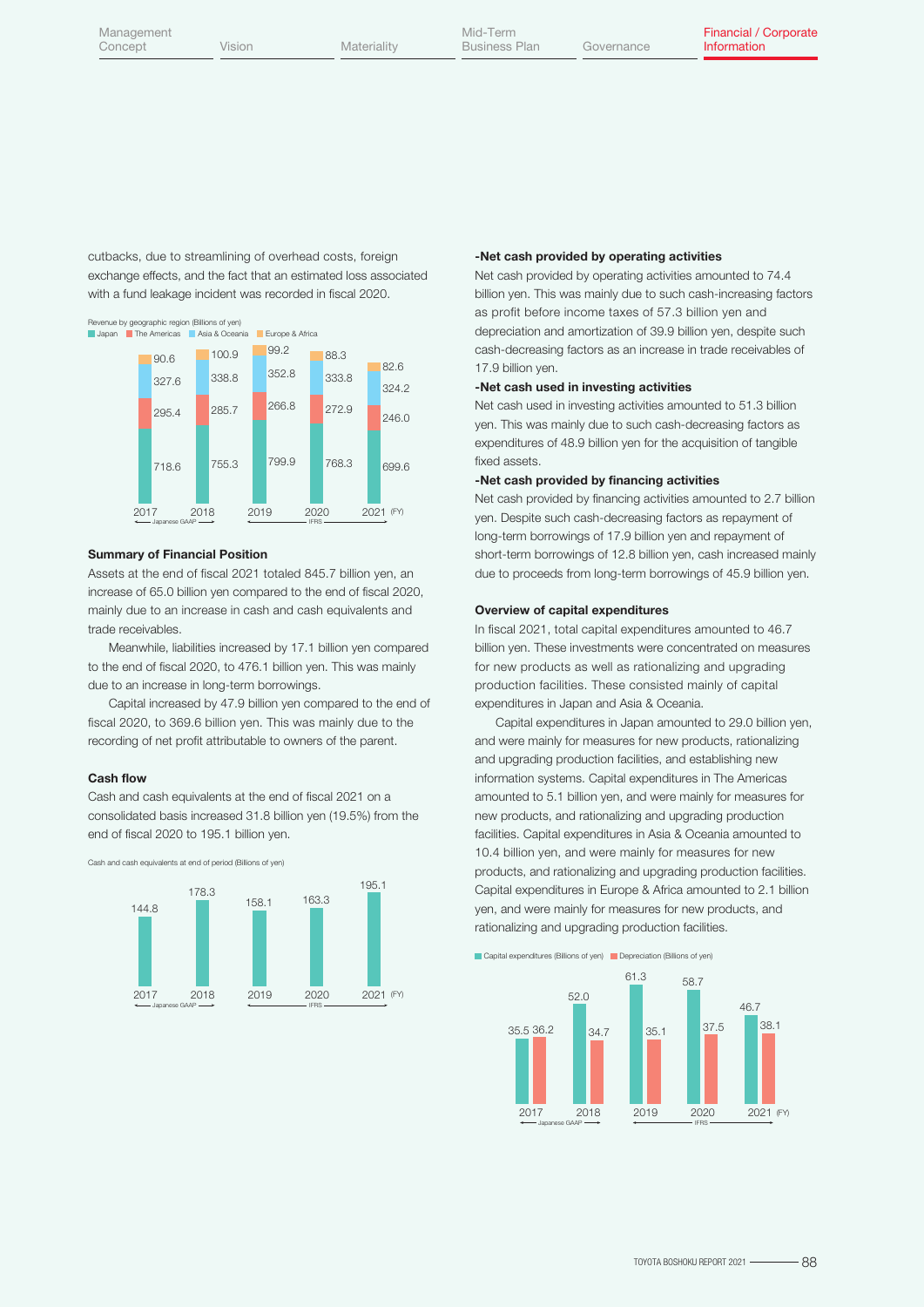cutbacks, due to streamlining of overhead costs, foreign exchange effects, and the fact that an estimated loss associated with a fund leakage incident was recorded in fiscal 2020.

Revenue by geographic region (Billions of yen)

| FY | Japan | The Americas | Asia & Oceania | Europe & Africa |
|---|---|---|---|---|
| 2017 (Japanese GAAP) | 718.6 | 295.4 | 327.6 | 90.6 |
| 2018 (Japanese GAAP) | 755.3 | 285.7 | 338.8 | 100.9 |
| 2019 (IFRS) | 799.9 | 266.8 | 352.8 | 99.2 |
| 2020 (IFRS) | 768.3 | 272.9 | 333.8 | 88.3 |
| 2021 (IFRS) | 699.6 | 246.0 | 324.2 | 82.6 |

**Summary of Financial Position**

Assets at the end of fiscal 2021 totaled 845.7 billion yen, an increase of 65.0 billion yen compared to the end of fiscal 2020, mainly due to an increase in cash and cash equivalents and trade receivables.

Meanwhile, liabilities increased by 17.1 billion yen compared to the end of fiscal 2020, to 476.1 billion yen. This was mainly due to an increase in long-term borrowings.

Capital increased by 47.9 billion yen compared to the end of fiscal 2020, to 369.6 billion yen. This was mainly due to the recording of net profit attributable to owners of the parent.

**Cash flow**

Cash and cash equivalents at the end of fiscal 2021 on a consolidated basis increased 31.8 billion yen (19.5%) from the end of fiscal 2020 to 195.1 billion yen.

Cash and cash equivalents at end of period (Billions of yen)

| FY | Cash and cash equivalents |
|---|---|
| 2017 (Japanese GAAP) | 144.8 |
| 2018 (Japanese GAAP) | 178.3 |
| 2019 (IFRS) | 158.1 |
| 2020 (IFRS) | 163.3 |
| 2021 (IFRS) | 195.1 |

**-Net cash provided by operating activities**

Net cash provided by operating activities amounted to 74.4 billion yen. This was mainly due to such cash-increasing factors as profit before income taxes of 57.3 billion yen and depreciation and amortization of 39.9 billion yen, despite such cash-decreasing factors as an increase in trade receivables of 17.9 billion yen.

**-Net cash used in investing activities**

Net cash used in investing activities amounted to 51.3 billion yen. This was mainly due to such cash-decreasing factors as expenditures of 48.9 billion yen for the acquisition of tangible fixed assets.

**-Net cash provided by financing activities**

Net cash provided by financing activities amounted to 2.7 billion yen. Despite such cash-decreasing factors as repayment of long-term borrowings of 17.9 billion yen and repayment of short-term borrowings of 12.8 billion yen, cash increased mainly due to proceeds from long-term borrowings of 45.9 billion yen.

**Overview of capital expenditures**

In fiscal 2021, total capital expenditures amounted to 46.7 billion yen. These investments were concentrated on measures for new products as well as rationalizing and upgrading production facilities. These consisted mainly of capital expenditures in Japan and Asia & Oceania.

Capital expenditures in Japan amounted to 29.0 billion yen, and were mainly for measures for new products, rationalizing and upgrading production facilities, and establishing new information systems. Capital expenditures in The Americas amounted to 5.1 billion yen, and were mainly for measures for new products, and rationalizing and upgrading production facilities. Capital expenditures in Asia & Oceania amounted to 10.4 billion yen, and were mainly for measures for new products, and rationalizing and upgrading production facilities. Capital expenditures in Europe & Africa amounted to 2.1 billion yen, and were mainly for measures for new products, and rationalizing and upgrading production facilities.

| FY | Capital expenditures (Billions of yen) | Depreciation (Billions of yen) |
|---|---|---|
| 2017 (Japanese GAAP) | 35.5 | 36.2 |
| 2018 (Japanese GAAP) | 52.0 | 34.7 |
| 2019 (IFRS) | 61.3 | 35.1 |
| 2020 (IFRS) | 58.7 | 37.5 |
| 2021 (IFRS) | 46.7 | 38.1 |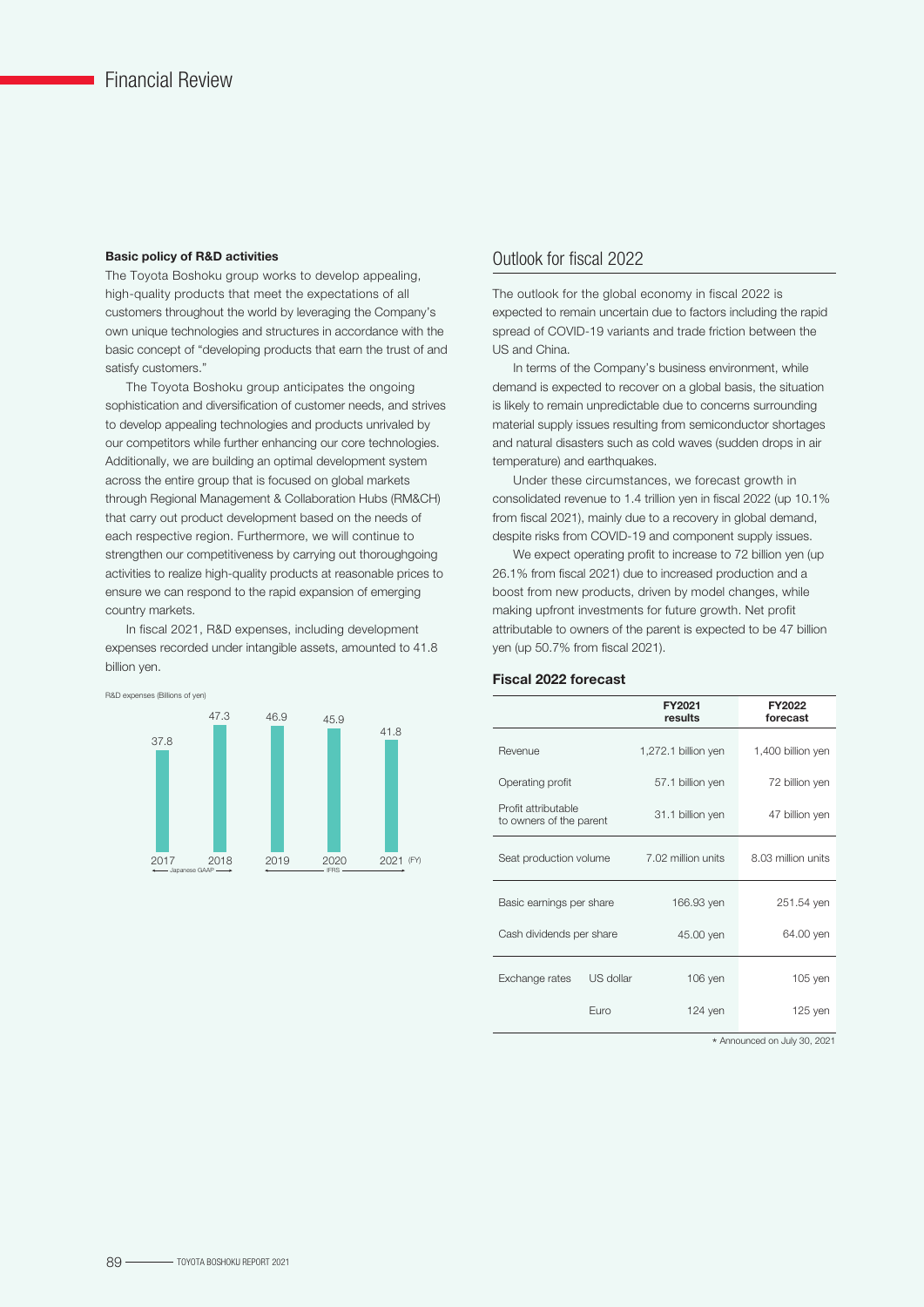# Financial Review

### Basic policy of R&D activities

The Toyota Boshoku group works to develop appealing, high-quality products that meet the expectations of all customers throughout the world by leveraging the Company's own unique technologies and structures in accordance with the basic concept of "developing products that earn the trust of and satisfy customers."

The Toyota Boshoku group anticipates the ongoing sophistication and diversification of customer needs, and strives to develop appealing technologies and products unrivaled by our competitors while further enhancing our core technologies. Additionally, we are building an optimal development system across the entire group that is focused on global markets through Regional Management & Collaboration Hubs (RM&CH) that carry out product development based on the needs of each respective region. Furthermore, we will continue to strengthen our competitiveness by carrying out thoroughgoing activities to realize high-quality products at reasonable prices to ensure we can respond to the rapid expansion of emerging country markets.

In fiscal 2021, R&D expenses, including development expenses recorded under intangible assets, amounted to 41.8 billion yen.

R&D expenses (Billions of yen)

| FY | 2017 | 2018 | 2019 | 2020 | 2021 |
|---|---|---|---|---|---|
| R&D expenses | 37.8 | 47.3 | 46.9 | 45.9 | 41.8 |

2017–2018: Japanese GAAP; 2019–2021: IFRS

## Outlook for fiscal 2022

The outlook for the global economy in fiscal 2022 is expected to remain uncertain due to factors including the rapid spread of COVID-19 variants and trade friction between the US and China.

In terms of the Company's business environment, while demand is expected to recover on a global basis, the situation is likely to remain unpredictable due to concerns surrounding material supply issues resulting from semiconductor shortages and natural disasters such as cold waves (sudden drops in air temperature) and earthquakes.

Under these circumstances, we forecast growth in consolidated revenue to 1.4 trillion yen in fiscal 2022 (up 10.1% from fiscal 2021), mainly due to a recovery in global demand, despite risks from COVID-19 and component supply issues.

We expect operating profit to increase to 72 billion yen (up 26.1% from fiscal 2021) due to increased production and a boost from new products, driven by model changes, while making upfront investments for future growth. Net profit attributable to owners of the parent is expected to be 47 billion yen (up 50.7% from fiscal 2021).

### Fiscal 2022 forecast

| | | FY2021 results | FY2022 forecast |
|---|---|---|---|
| Revenue | | 1,272.1 billion yen | 1,400 billion yen |
| Operating profit | | 57.1 billion yen | 72 billion yen |
| Profit attributable to owners of the parent | | 31.1 billion yen | 47 billion yen |
| Seat production volume | | 7.02 million units | 8.03 million units |
| Basic earnings per share | | 166.93 yen | 251.54 yen |
| Cash dividends per share | | 45.00 yen | 64.00 yen |
| Exchange rates | US dollar | 106 yen | 105 yen |
| | Euro | 124 yen | 125 yen |

* Announced on July 30, 2021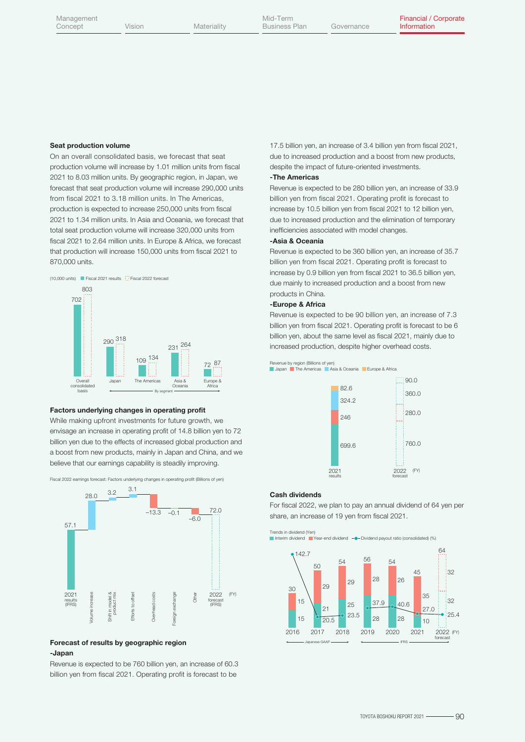### Seat production volume

On an overall consolidated basis, we forecast that seat production volume will increase by 1.01 million units from fiscal 2021 to 8.03 million units. By geographic region, in Japan, we forecast that seat production volume will increase 290,000 units from fiscal 2021 to 3.18 million units. In The Americas, production is expected to increase 250,000 units from fiscal 2021 to 1.34 million units. In Asia and Oceania, we forecast that total seat production volume will increase 320,000 units from fiscal 2021 to 2.64 million units. In Europe & Africa, we forecast that production will increase 150,000 units from fiscal 2021 to 870,000 units.

(10,000 units)

| | Fiscal 2021 results | Fiscal 2022 forecast |
|---|---|---|
| Overall consolidated basis | 702 | 803 |
| Japan | 290 | 318 |
| The Americas | 109 | 134 |
| Asia & Oceania | 231 | 264 |
| Europe & Africa | 72 | 87 |

### Factors underlying changes in operating profit

While making upfront investments for future growth, we envisage an increase in operating profit of 14.8 billion yen to 72 billion yen due to the effects of increased global production and a boost from new products, mainly in Japan and China, and we believe that our earnings capability is steadily improving.

Fiscal 2022 earnings forecast: Factors underlying changes in operating profit (Billions of yen)

| Item | Amount |
|---|---|
| 2021 results (IFRS) | 57.1 |
| Volume increase | 28.0 |
| Shift in model & product mix | 3.2 |
| Efforts to offset | 3.1 |
| Overhead costs | −13.3 |
| Foreign exchange | −0.1 |
| Other | −6.0 |
| 2022 forecast (IFRS) | 72.0 |

### Forecast of results by geographic region

**-Japan**

Revenue is expected to be 760 billion yen, an increase of 60.3 billion yen from fiscal 2021. Operating profit is forecast to be 17.5 billion yen, an increase of 3.4 billion yen from fiscal 2021, due to increased production and a boost from new products, despite the impact of future-oriented investments.

**-The Americas**

Revenue is expected to be 280 billion yen, an increase of 33.9 billion yen from fiscal 2021. Operating profit is forecast to increase by 10.5 billion yen from fiscal 2021 to 12 billion yen, due to increased production and the elimination of temporary inefficiencies associated with model changes.

**-Asia & Oceania**

Revenue is expected to be 360 billion yen, an increase of 35.7 billion yen from fiscal 2021. Operating profit is forecast to increase by 0.9 billion yen from fiscal 2021 to 36.5 billion yen, due mainly to increased production and a boost from new products in China.

**-Europe & Africa**

Revenue is expected to be 90 billion yen, an increase of 7.3 billion yen from fiscal 2021. Operating profit is forecast to be 6 billion yen, about the same level as fiscal 2021, mainly due to increased production, despite higher overhead costs.

Revenue by region (Billions of yen)

| | 2021 results | 2022 forecast |
|---|---|---|
| Japan | 699.6 | 760.0 |
| The Americas | 246 | 280.0 |
| Asia & Oceania | 324.2 | 360.0 |
| Europe & Africa | 82.6 | 90.0 |

### Cash dividends

For fiscal 2022, we plan to pay an annual dividend of 64 yen per share, an increase of 19 yen from fiscal 2021.

Trends in dividend (Yen)

| FY | Interim dividend | Year-end dividend | Total | Dividend payout ratio (consolidated) (%) |
|---|---|---|---|---|
| 2016 (Japanese GAAP) | 15 | 15 | 30 | 142.7 |
| 2017 (Japanese GAAP) | 21 | 29 | 50 | 20.5 |
| 2018 (Japanese GAAP) | 25 | 29 | 54 | 23.5 |
| 2019 (IFRS) | 28 | 28 | 56 | 37.9 |
| 2020 (IFRS) | 28 | 26 | 54 | 40.6 |
| 2021 (IFRS) | 10 | 35 | 45 | 27.0 |
| 2022 forecast (IFRS) | 32 | 32 | 64 | 25.4 |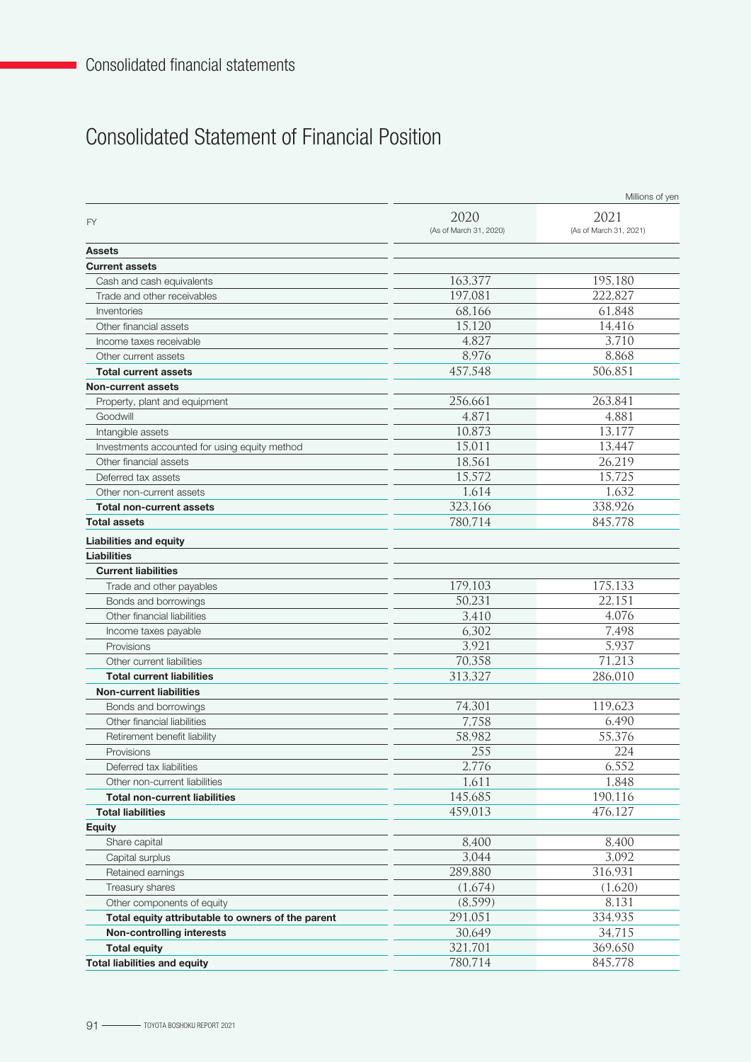Consolidated financial statements

# Consolidated Statement of Financial Position

Millions of yen

| FY | 2020 (As of March 31, 2020) | 2021 (As of March 31, 2021) |
|---|---|---|
| **Assets** | | |
| **Current assets** | | |
| Cash and cash equivalents | 163,377 | 195,180 |
| Trade and other receivables | 197,081 | 222,827 |
| Inventories | 68,166 | 61,848 |
| Other financial assets | 15,120 | 14,416 |
| Income taxes receivable | 4,827 | 3,710 |
| Other current assets | 8,976 | 8,868 |
| **Total current assets** | 457,548 | 506,851 |
| **Non-current assets** | | |
| Property, plant and equipment | 256,661 | 263,841 |
| Goodwill | 4,871 | 4,881 |
| Intangible assets | 10,873 | 13,177 |
| Investments accounted for using equity method | 15,011 | 13,447 |
| Other financial assets | 18,561 | 26,219 |
| Deferred tax assets | 15,572 | 15,725 |
| Other non-current assets | 1,614 | 1,632 |
| **Total non-current assets** | 323,166 | 338,926 |
| **Total assets** | 780,714 | 845,778 |
| **Liabilities and equity** | | |
| **Liabilities** | | |
| **Current liabilities** | | |
| Trade and other payables | 179,103 | 175,133 |
| Bonds and borrowings | 50,231 | 22,151 |
| Other financial liabilities | 3,410 | 4,076 |
| Income taxes payable | 6,302 | 7,498 |
| Provisions | 3,921 | 5,937 |
| Other current liabilities | 70,358 | 71,213 |
| **Total current liabilities** | 313,327 | 286,010 |
| **Non-current liabilities** | | |
| Bonds and borrowings | 74,301 | 119,623 |
| Other financial liabilities | 7,758 | 6,490 |
| Retirement benefit liability | 58,982 | 55,376 |
| Provisions | 255 | 224 |
| Deferred tax liabilities | 2,776 | 6,552 |
| Other non-current liabilities | 1,611 | 1,848 |
| **Total non-current liabilities** | 145,685 | 190,116 |
| **Total liabilities** | 459,013 | 476,127 |
| **Equity** | | |
| Share capital | 8,400 | 8,400 |
| Capital surplus | 3,044 | 3,092 |
| Retained earnings | 289,880 | 316,931 |
| Treasury shares | (1,674) | (1,620) |
| Other components of equity | (8,599) | 8,131 |
| **Total equity attributable to owners of the parent** | 291,051 | 334,935 |
| **Non-controlling interests** | 30,649 | 34,715 |
| **Total equity** | 321,701 | 369,650 |
| **Total liabilities and equity** | 780,714 | 845,778 |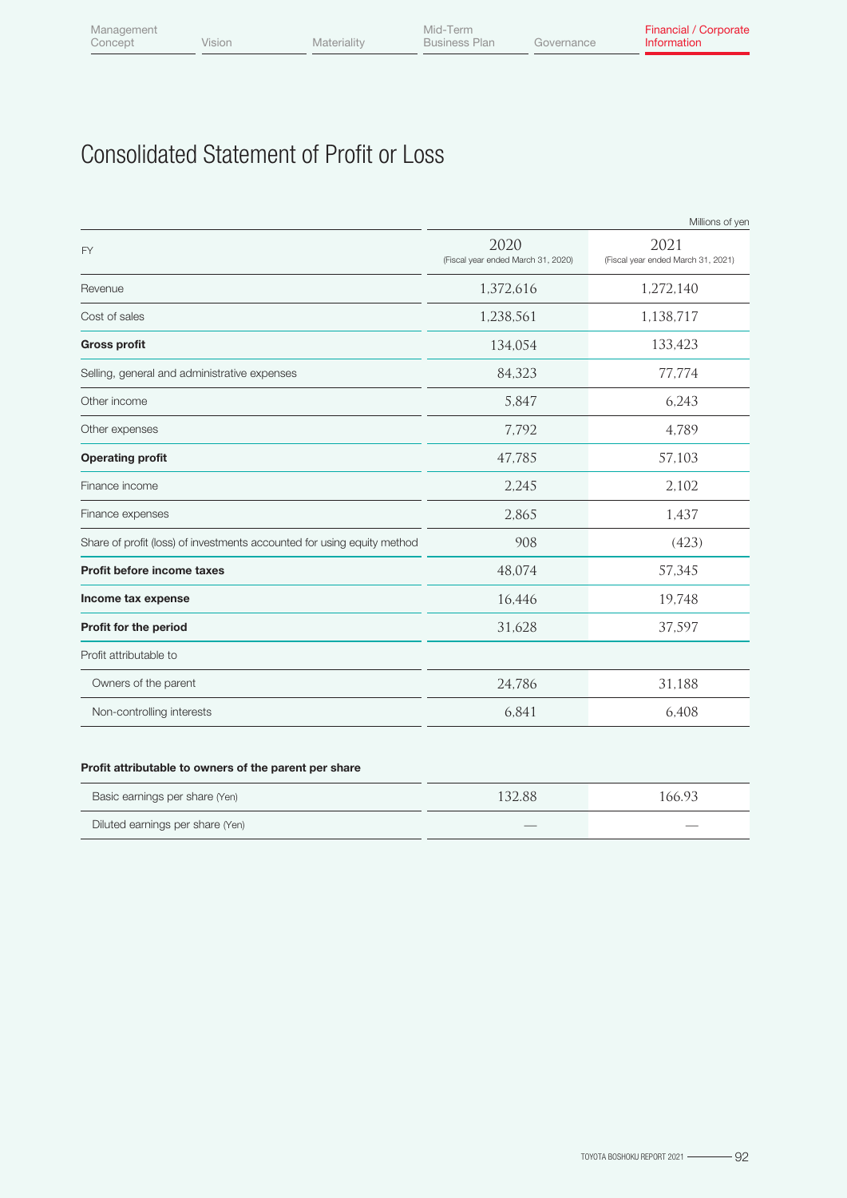# Consolidated Statement of Profit or Loss

Millions of yen

| FY | 2020 (Fiscal year ended March 31, 2020) | 2021 (Fiscal year ended March 31, 2021) |
|---|---|---|
| Revenue | 1,372,616 | 1,272,140 |
| Cost of sales | 1,238,561 | 1,138,717 |
| **Gross profit** | 134,054 | 133,423 |
| Selling, general and administrative expenses | 84,323 | 77,774 |
| Other income | 5,847 | 6,243 |
| Other expenses | 7,792 | 4,789 |
| **Operating profit** | 47,785 | 57,103 |
| Finance income | 2,245 | 2,102 |
| Finance expenses | 2,865 | 1,437 |
| Share of profit (loss) of investments accounted for using equity method | 908 | (423) |
| **Profit before income taxes** | 48,074 | 57,345 |
| **Income tax expense** | 16,446 | 19,748 |
| **Profit for the period** | 31,628 | 37,597 |
| Profit attributable to | | |
| Owners of the parent | 24,786 | 31,188 |
| Non-controlling interests | 6,841 | 6,408 |

**Profit attributable to owners of the parent per share**

| | 2020 | 2021 |
|---|---|---|
| Basic earnings per share (Yen) | 132.88 | 166.93 |
| Diluted earnings per share (Yen) | — | — |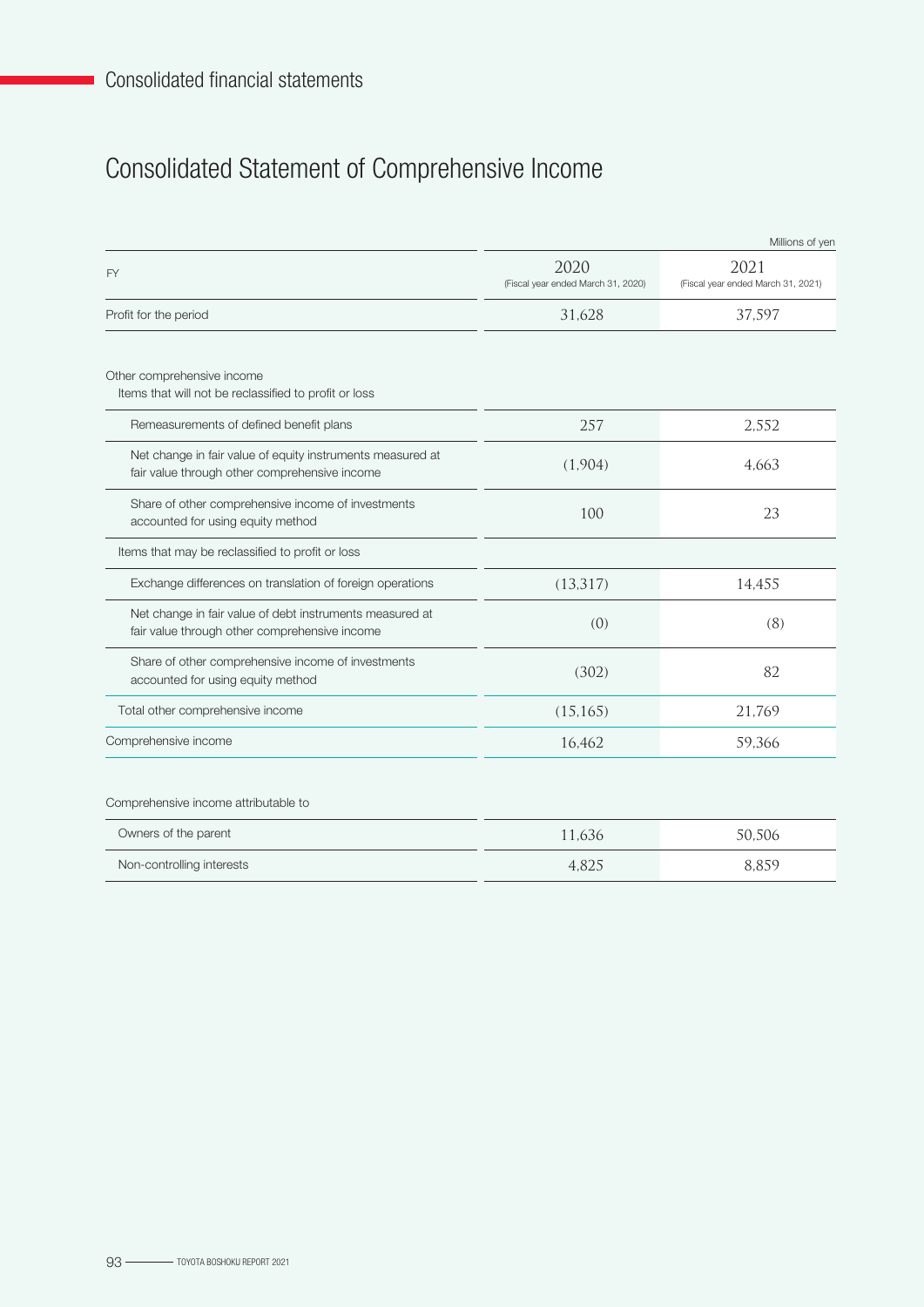# Consolidated financial statements

## Consolidated Statement of Comprehensive Income

Millions of yen

| FY | 2020 (Fiscal year ended March 31, 2020) | 2021 (Fiscal year ended March 31, 2021) |
|---|---|---|
| Profit for the period | 31,628 | 37,597 |
| Other comprehensive income | | |
| Items that will not be reclassified to profit or loss | | |
| Remeasurements of defined benefit plans | 257 | 2,552 |
| Net change in fair value of equity instruments measured at fair value through other comprehensive income | (1,904) | 4,663 |
| Share of other comprehensive income of investments accounted for using equity method | 100 | 23 |
| Items that may be reclassified to profit or loss | | |
| Exchange differences on translation of foreign operations | (13,317) | 14,455 |
| Net change in fair value of debt instruments measured at fair value through other comprehensive income | (0) | (8) |
| Share of other comprehensive income of investments accounted for using equity method | (302) | 82 |
| Total other comprehensive income | (15,165) | 21,769 |
| Comprehensive income | 16,462 | 59,366 |
| Comprehensive income attributable to | | |
| Owners of the parent | 11,636 | 50,506 |
| Non-controlling interests | 4,825 | 8,859 |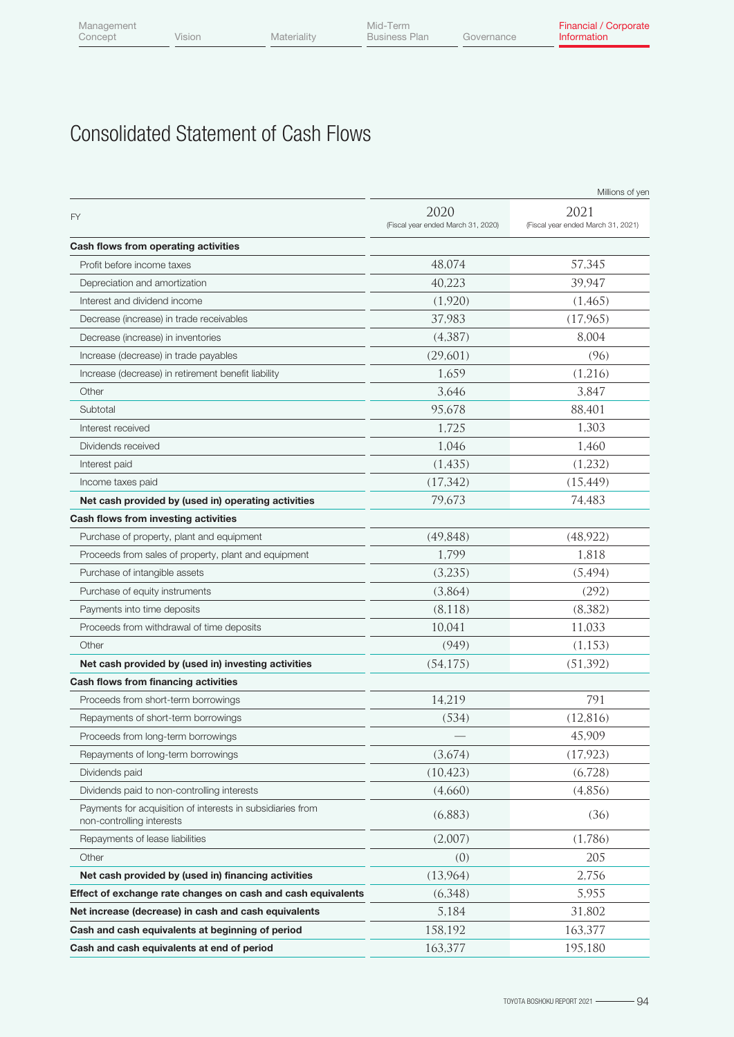# Consolidated Statement of Cash Flows

Millions of yen

| FY | 2020 (Fiscal year ended March 31, 2020) | 2021 (Fiscal year ended March 31, 2021) |
|---|---|---|
| **Cash flows from operating activities** | | |
| Profit before income taxes | 48,074 | 57,345 |
| Depreciation and amortization | 40,223 | 39,947 |
| Interest and dividend income | (1,920) | (1,465) |
| Decrease (increase) in trade receivables | 37,983 | (17,965) |
| Decrease (increase) in inventories | (4,387) | 8,004 |
| Increase (decrease) in trade payables | (29,601) | (96) |
| Increase (decrease) in retirement benefit liability | 1,659 | (1,216) |
| Other | 3,646 | 3,847 |
| Subtotal | 95,678 | 88,401 |
| Interest received | 1,725 | 1,303 |
| Dividends received | 1,046 | 1,460 |
| Interest paid | (1,435) | (1,232) |
| Income taxes paid | (17,342) | (15,449) |
| **Net cash provided by (used in) operating activities** | 79,673 | 74,483 |
| **Cash flows from investing activities** | | |
| Purchase of property, plant and equipment | (49,848) | (48,922) |
| Proceeds from sales of property, plant and equipment | 1,799 | 1,818 |
| Purchase of intangible assets | (3,235) | (5,494) |
| Purchase of equity instruments | (3,864) | (292) |
| Payments into time deposits | (8,118) | (8,382) |
| Proceeds from withdrawal of time deposits | 10,041 | 11,033 |
| Other | (949) | (1,153) |
| **Net cash provided by (used in) investing activities** | (54,175) | (51,392) |
| **Cash flows from financing activities** | | |
| Proceeds from short-term borrowings | 14,219 | 791 |
| Repayments of short-term borrowings | (534) | (12,816) |
| Proceeds from long-term borrowings | — | 45,909 |
| Repayments of long-term borrowings | (3,674) | (17,923) |
| Dividends paid | (10,423) | (6,728) |
| Dividends paid to non-controlling interests | (4,660) | (4,856) |
| Payments for acquisition of interests in subsidiaries from non-controlling interests | (6,883) | (36) |
| Repayments of lease liabilities | (2,007) | (1,786) |
| Other | (0) | 205 |
| **Net cash provided by (used in) financing activities** | (13,964) | 2,756 |
| **Effect of exchange rate changes on cash and cash equivalents** | (6,348) | 5,955 |
| **Net increase (decrease) in cash and cash equivalents** | 5,184 | 31,802 |
| **Cash and cash equivalents at beginning of period** | 158,192 | 163,377 |
| **Cash and cash equivalents at end of period** | 163,377 | 195,180 |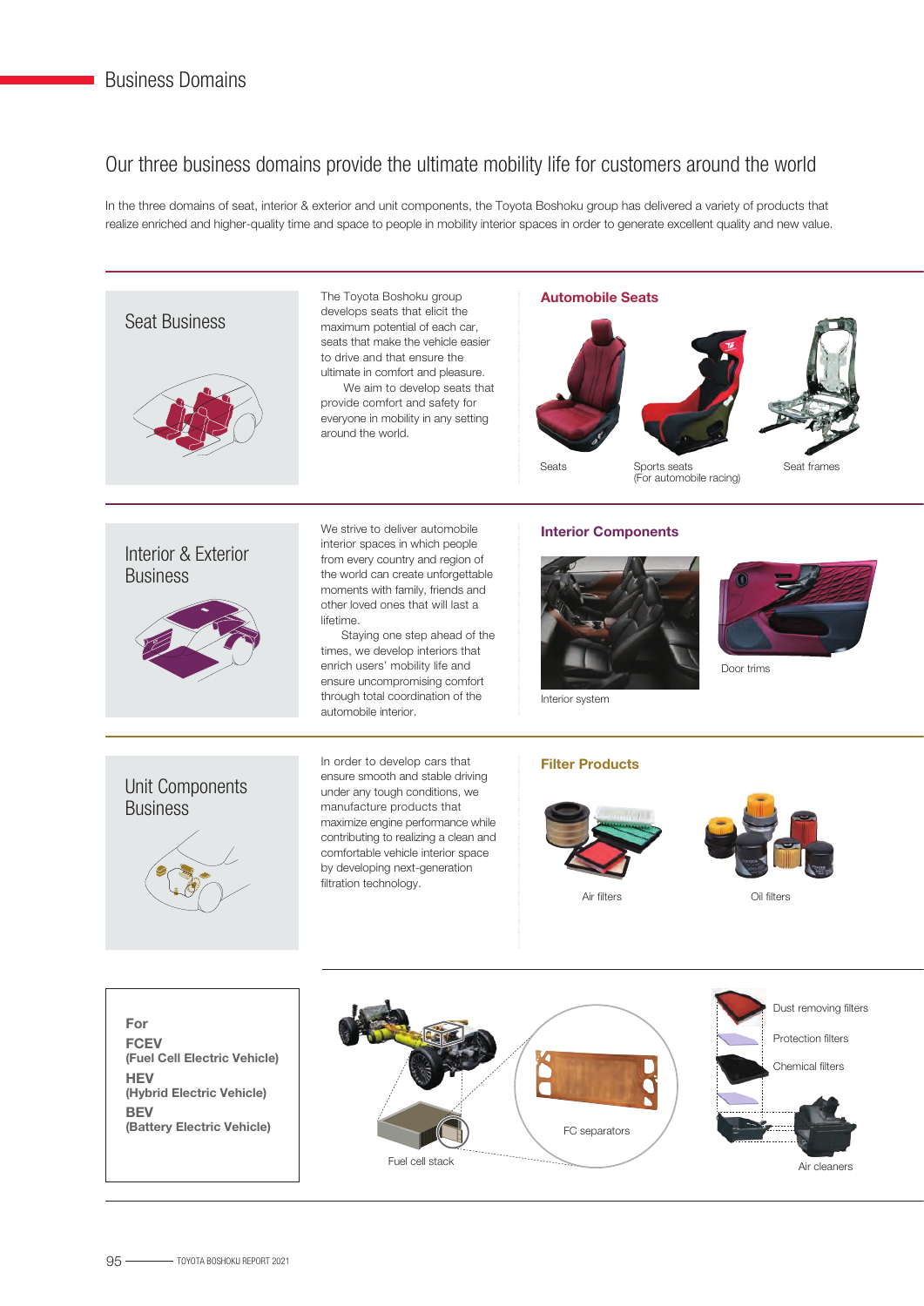# Business Domains

## Our three business domains provide the ultimate mobility life for customers around the world

In the three domains of seat, interior & exterior and unit components, the Toyota Boshoku group has delivered a variety of products that realize enriched and higher-quality time and space to people in mobility interior spaces in order to generate excellent quality and new value.

### Seat Business

The Toyota Boshoku group develops seats that elicit the maximum potential of each car, seats that make the vehicle easier to drive and that ensure the ultimate in comfort and pleasure.

We aim to develop seats that provide comfort and safety for everyone in mobility in any setting around the world.

**Automobile Seats**

Seats

Sports seats (For automobile racing)

Seat frames

### Interior & Exterior Business

We strive to deliver automobile interior spaces in which people from every country and region of the world can create unforgettable moments with family, friends and other loved ones that will last a lifetime.

Staying one step ahead of the times, we develop interiors that enrich users' mobility life and ensure uncompromising comfort through total coordination of the automobile interior.

**Interior Components**

Interior system

Door trims

### Unit Components Business

In order to develop cars that ensure smooth and stable driving under any tough conditions, we manufacture products that maximize engine performance while contributing to realizing a clean and comfortable vehicle interior space by developing next-generation filtration technology.

**Filter Products**

Air filters

Oil filters

**For**

**FCEV**
**(Fuel Cell Electric Vehicle)**

**HEV**
**(Hybrid Electric Vehicle)**

**BEV**
**(Battery Electric Vehicle)**

Fuel cell stack

FC separators

Dust removing filters

Protection filters

Chemical filters

Air cleaners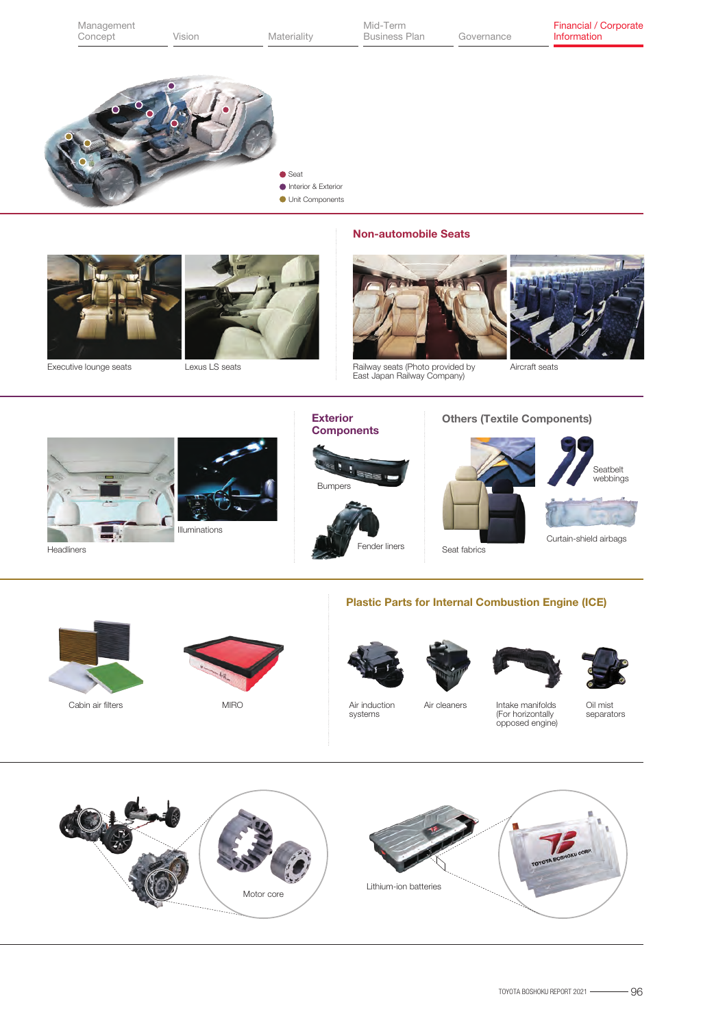- Seat
- Interior & Exterior
- Unit Components

Executive lounge seats

Lexus LS seats

## Non-automobile Seats

Railway seats (Photo provided by East Japan Railway Company)

Aircraft seats

Headliners

Illuminations

## Exterior Components

Bumpers

Fender liners

## Others (Textile Components)

Seat fabrics

Seatbelt webbings

Curtain-shield airbags

Cabin air filters

MIRO

## Plastic Parts for Internal Combustion Engine (ICE)

Air induction systems

Air cleaners

Intake manifolds (For horizontally opposed engine)

Oil mist separators

Motor core

Lithium-ion batteries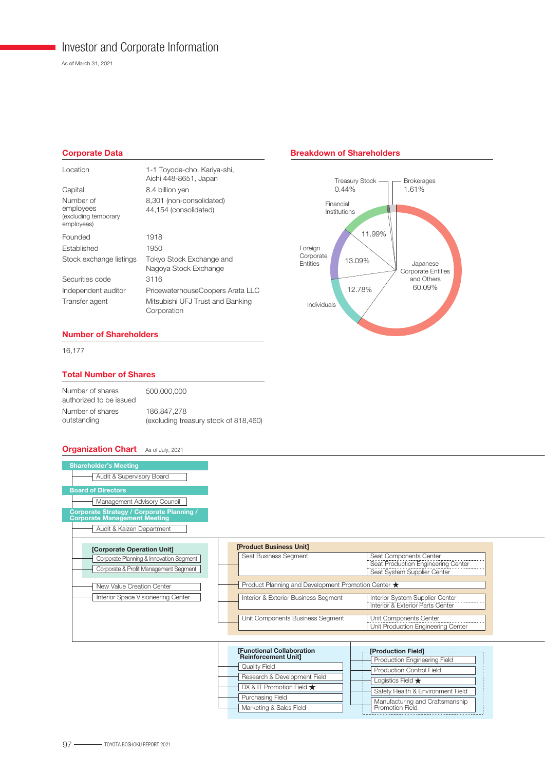# Investor and Corporate Information

As of March 31, 2021

## Corporate Data

| | |
|---|---|
| Location | 1-1 Toyoda-cho, Kariya-shi, Aichi 448-8651, Japan |
| Capital | 8.4 billion yen |
| Number of employees (excluding temporary employees) | 8,301 (non-consolidated) 44,154 (consolidated) |
| Founded | 1918 |
| Established | 1950 |
| Stock exchange listings | Tokyo Stock Exchange and Nagoya Stock Exchange |
| Securities code | 3116 |
| Independent auditor | PricewaterhouseCoopers Arata LLC |
| Transfer agent | Mitsubishi UFJ Trust and Banking Corporation |

## Number of Shareholders

16,177

## Total Number of Shares

| | |
|---|---|
| Number of shares authorized to be issued | 500,000,000 |
| Number of shares outstanding | 186,847,278 (excluding treasury stock of 818,460) |

## Breakdown of Shareholders

| Shareholder | Share |
|---|---|
| Japanese Corporate Entities and Others | 60.09% |
| Individuals | 12.78% |
| Foreign Corporate Entities | 13.09% |
| Financial Institutions | 11.99% |
| Treasury Stock | 0.44% |
| Brokerages | 1.61% |

## Organization Chart

As of July, 2021

- **Shareholder's Meeting**
  - Audit & Supervisory Board
- **Board of Directors**
  - Management Advisory Council
- **Corporate Strategy / Corporate Planning / Corporate Management Meeting**
  - Audit & Kaizen Department
  - **[Corporate Operation Unit]**
    - Corporate Planning & Innovation Segment
    - Corporate & Profit Management Segment
  - New Value Creation Center
  - Interior Space Visioneering Center
  - **[Product Business Unit]**
    - Seat Business Segment
      - Seat Components Center
      - Seat Production Engineering Center
      - Seat System Supplier Center
    - Product Planning and Development Promotion Center ★
    - Interior & Exterior Business Segment
      - Interior System Supplier Center
      - Interior & Exterior Parts Center
    - Unit Components Business Segment
      - Unit Components Center
      - Unit Production Engineering Center
  - **[Functional Collaboration Reinforcement Unit]**
    - Quality Field
    - Research & Development Field
    - DX & IT Promotion Field ★
    - Purchasing Field
    - Marketing & Sales Field
    - **[Production Field]**
      - Production Engineering Field
      - Production Control Field
      - Logistics Field ★
      - Safety Health & Environment Field
      - Manufacturing and Craftsmanship Promotion Field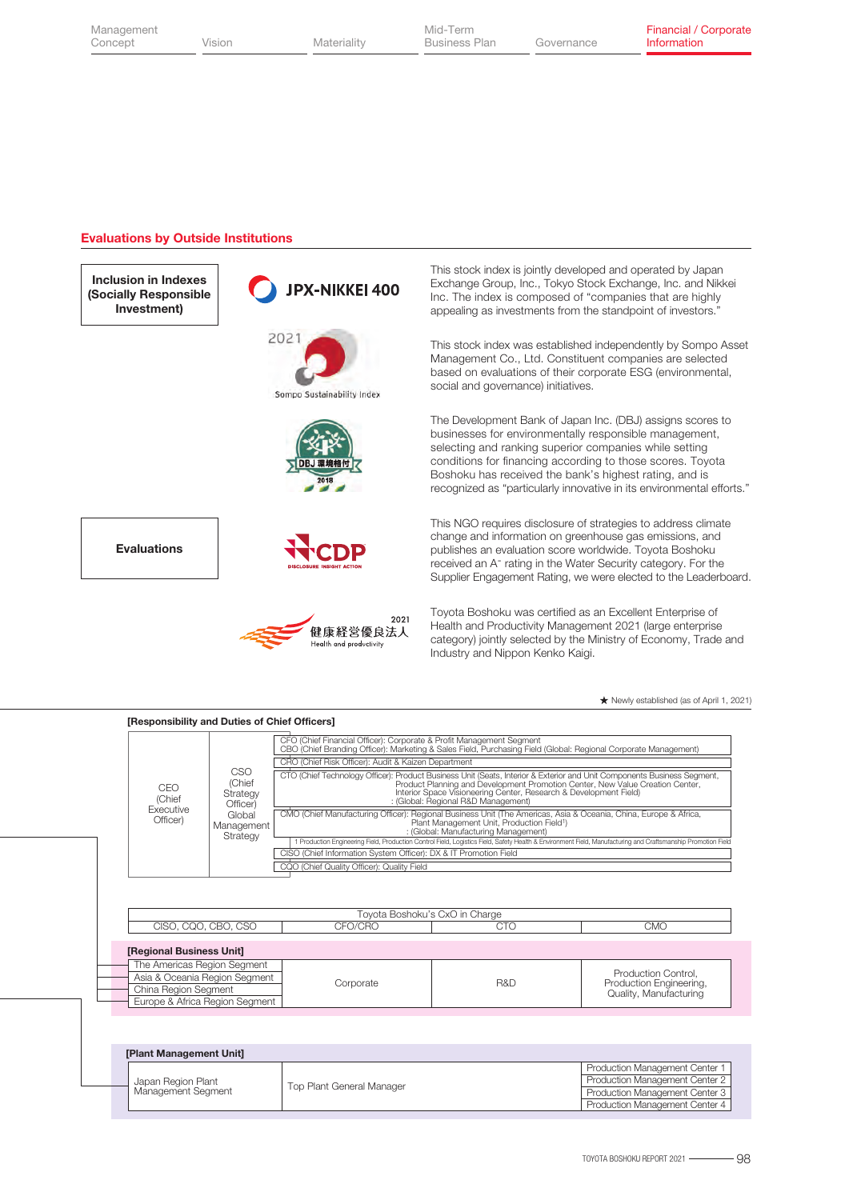## Evaluations by Outside Institutions

**Inclusion in Indexes (Socially Responsible Investment)**

JPX-NIKKEI 400

This stock index is jointly developed and operated by Japan Exchange Group, Inc., Tokyo Stock Exchange, Inc. and Nikkei Inc. The index is composed of "companies that are highly appealing as investments from the standpoint of investors."

2021 Sompo Sustainability Index

This stock index was established independently by Sompo Asset Management Co., Ltd. Constituent companies are selected based on evaluations of their corporate ESG (environmental, social and governance) initiatives.

DBJ 環境格付 2018

The Development Bank of Japan Inc. (DBJ) assigns scores to businesses for environmentally responsible management, selecting and ranking superior companies while setting conditions for financing according to those scores. Toyota Boshoku has received the bank's highest rating, and is recognized as "particularly innovative in its environmental efforts."

**Evaluations**

CDP DISCLOSURE INSIGHT ACTION

This NGO requires disclosure of strategies to address climate change and information on greenhouse gas emissions, and publishes an evaluation score worldwide. Toyota Boshoku received an A⁻ rating in the Water Security category. For the Supplier Engagement Rating, we were elected to the Leaderboard.

2021 健康経営優良法人 Health and productivity

Toyota Boshoku was certified as an Excellent Enterprise of Health and Productivity Management 2021 (large enterprise category) jointly selected by the Ministry of Economy, Trade and Industry and Nippon Kenko Kaigi.

★ Newly established (as of April 1, 2021)

**[Responsibility and Duties of Chief Officers]**

CEO (Chief Executive Officer)

CSO (Chief Strategy Officer) Global Management Strategy

- CFO (Chief Financial Officer): Corporate & Profit Management Segment
- CBO (Chief Branding Officer): Marketing & Sales Field, Purchasing Field (Global: Regional Corporate Management)
- CRO (Chief Risk Officer): Audit & Kaizen Department
- CTO (Chief Technology Officer): Product Business Unit (Seats, Interior & Exterior and Unit Components Business Segment, Product Planning and Development Promotion Center, New Value Creation Center, Interior Space Visioneering Center, Research & Development Field) : (Global: Regional R&D Management)
- CMO (Chief Manufacturing Officer): Regional Business Unit (The Americas, Asia & Oceania, China, Europe & Africa, Plant Management Unit, Production Field[1]) : (Global: Manufacturing Management)
  - 1 Production Engineering Field, Production Control Field, Logistics Field, Safety Health & Environment Field, Manufacturing and Craftsmanship Promotion Field
- CISO (Chief Information System Officer): DX & IT Promotion Field
- CQO (Chief Quality Officer): Quality Field

| Toyota Boshoku's CxO in Charge | | | |
|---|---|---|---|
| CISO, CQO, CBO, CSO | CFO/CRO | CTO | CMO |

**[Regional Business Unit]**

| | | | |
|---|---|---|---|
| The Americas Region Segment | Corporate | R&D | Production Control, Production Engineering, Quality, Manufacturing |
| Asia & Oceania Region Segment | | | |
| China Region Segment | | | |
| Europe & Africa Region Segment | | | |

**[Plant Management Unit]**

| | | |
|---|---|---|
| Japan Region Plant Management Segment | Top Plant General Manager | Production Management Center 1 |
| | | Production Management Center 2 |
| | | Production Management Center 3 |
| | | Production Management Center 4 |